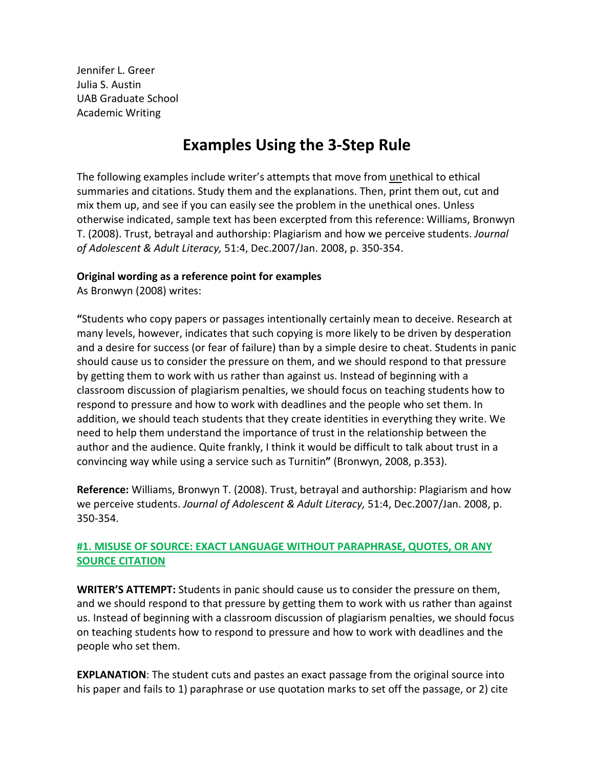Jennifer L. Greer
Julia S. Austin
UAB Graduate School
Academic Writing

# Examples Using the 3-Step Rule

The following examples include writer's attempts that move from <u>un</u>ethical to ethical summaries and citations. Study them and the explanations. Then, print them out, cut and mix them up, and see if you can easily see the problem in the unethical ones. Unless otherwise indicated, sample text has been excerpted from this reference: Williams, Bronwyn T. (2008). Trust, betrayal and authorship: Plagiarism and how we perceive students. *Journal of Adolescent & Adult Literacy,* 51:4, Dec.2007/Jan. 2008, p. 350-354.

**Original wording as a reference point for examples**

As Bronwyn (2008) writes:

**"**Students who copy papers or passages intentionally certainly mean to deceive. Research at many levels, however, indicates that such copying is more likely to be driven by desperation and a desire for success (or fear of failure) than by a simple desire to cheat. Students in panic should cause us to consider the pressure on them, and we should respond to that pressure by getting them to work with us rather than against us. Instead of beginning with a classroom discussion of plagiarism penalties, we should focus on teaching students how to respond to pressure and how to work with deadlines and the people who set them. In addition, we should teach students that they create identities in everything they write. We need to help them understand the importance of trust in the relationship between the author and the audience. Quite frankly, I think it would be difficult to talk about trust in a convincing way while using a service such as Turnitin**"** (Bronwyn, 2008, p.353).

**Reference:** Williams, Bronwyn T. (2008). Trust, betrayal and authorship: Plagiarism and how we perceive students. *Journal of Adolescent & Adult Literacy,* 51:4, Dec.2007/Jan. 2008, p. 350-354.

### <u>#1. MISUSE OF SOURCE: EXACT LANGUAGE WITHOUT PARAPHRASE, QUOTES, OR ANY SOURCE CITATION</u>

**WRITER'S ATTEMPT:** Students in panic should cause us to consider the pressure on them, and we should respond to that pressure by getting them to work with us rather than against us. Instead of beginning with a classroom discussion of plagiarism penalties, we should focus on teaching students how to respond to pressure and how to work with deadlines and the people who set them.

**EXPLANATION**: The student cuts and pastes an exact passage from the original source into his paper and fails to 1) paraphrase or use quotation marks to set off the passage, or 2) cite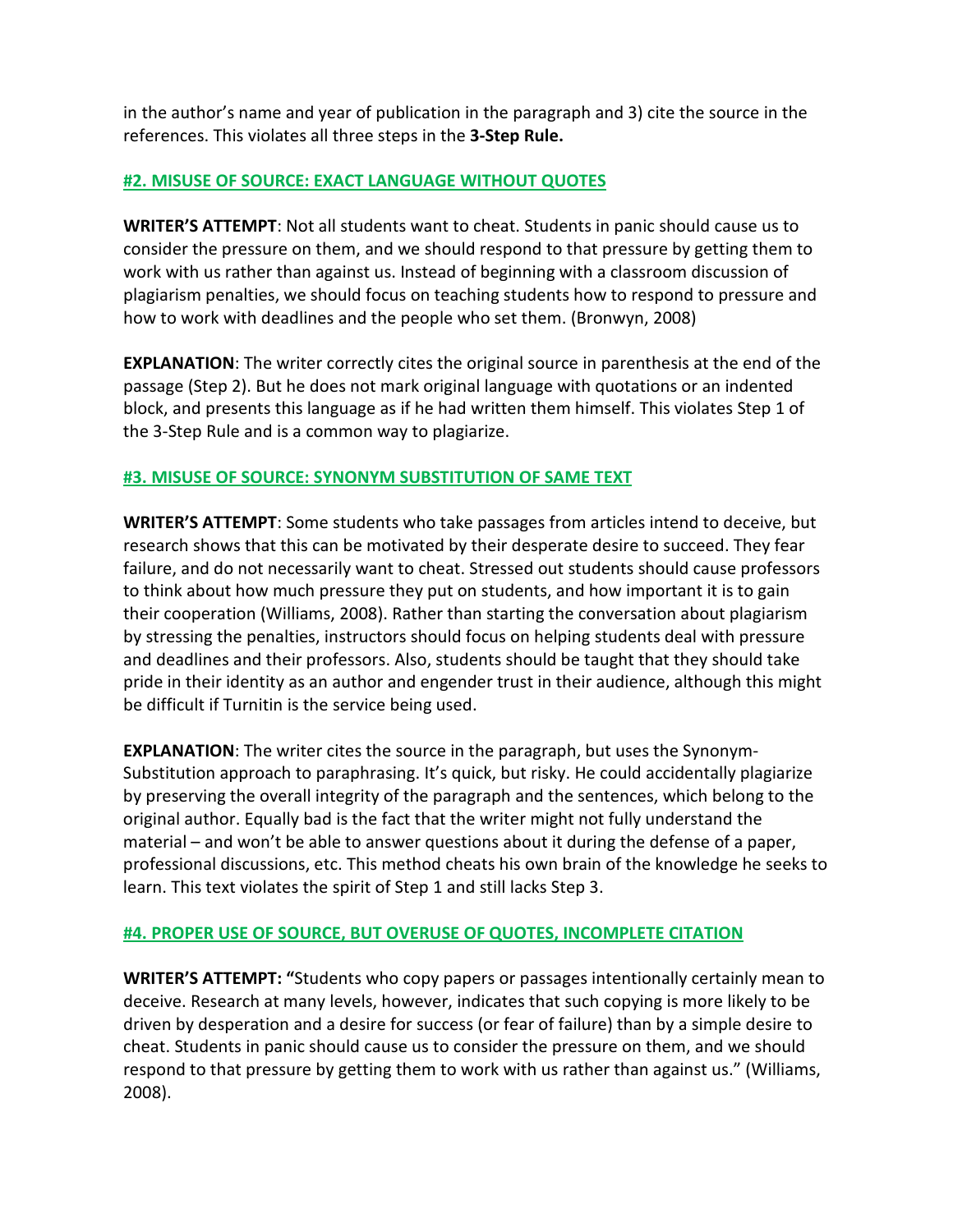in the author's name and year of publication in the paragraph and 3) cite the source in the references. This violates all three steps in the **3-Step Rule.**

### #2. MISUSE OF SOURCE: EXACT LANGUAGE WITHOUT QUOTES

**WRITER'S ATTEMPT**: Not all students want to cheat. Students in panic should cause us to consider the pressure on them, and we should respond to that pressure by getting them to work with us rather than against us. Instead of beginning with a classroom discussion of plagiarism penalties, we should focus on teaching students how to respond to pressure and how to work with deadlines and the people who set them. (Bronwyn, 2008)

**EXPLANATION**: The writer correctly cites the original source in parenthesis at the end of the passage (Step 2). But he does not mark original language with quotations or an indented block, and presents this language as if he had written them himself. This violates Step 1 of the 3-Step Rule and is a common way to plagiarize.

### #3. MISUSE OF SOURCE: SYNONYM SUBSTITUTION OF SAME TEXT

**WRITER'S ATTEMPT**: Some students who take passages from articles intend to deceive, but research shows that this can be motivated by their desperate desire to succeed. They fear failure, and do not necessarily want to cheat. Stressed out students should cause professors to think about how much pressure they put on students, and how important it is to gain their cooperation (Williams, 2008). Rather than starting the conversation about plagiarism by stressing the penalties, instructors should focus on helping students deal with pressure and deadlines and their professors. Also, students should be taught that they should take pride in their identity as an author and engender trust in their audience, although this might be difficult if Turnitin is the service being used.

**EXPLANATION**: The writer cites the source in the paragraph, but uses the Synonym-Substitution approach to paraphrasing. It's quick, but risky. He could accidentally plagiarize by preserving the overall integrity of the paragraph and the sentences, which belong to the original author. Equally bad is the fact that the writer might not fully understand the material – and won't be able to answer questions about it during the defense of a paper, professional discussions, etc. This method cheats his own brain of the knowledge he seeks to learn. This text violates the spirit of Step 1 and still lacks Step 3.

### #4. PROPER USE OF SOURCE, BUT OVERUSE OF QUOTES, INCOMPLETE CITATION

**WRITER'S ATTEMPT: "**Students who copy papers or passages intentionally certainly mean to deceive. Research at many levels, however, indicates that such copying is more likely to be driven by desperation and a desire for success (or fear of failure) than by a simple desire to cheat. Students in panic should cause us to consider the pressure on them, and we should respond to that pressure by getting them to work with us rather than against us." (Williams, 2008).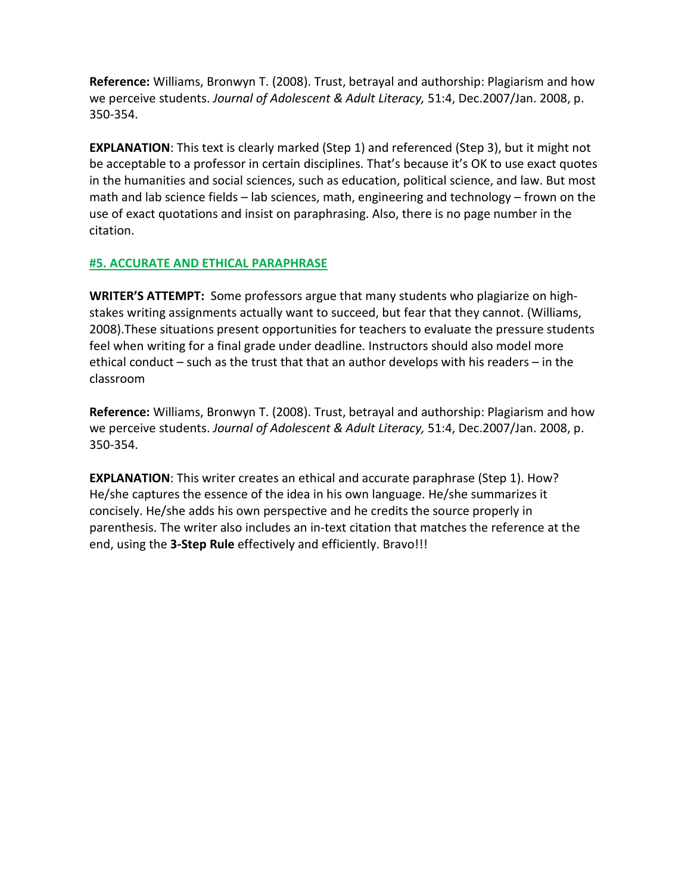**Reference:** Williams, Bronwyn T. (2008). Trust, betrayal and authorship: Plagiarism and how we perceive students. *Journal of Adolescent & Adult Literacy,* 51:4, Dec.2007/Jan. 2008, p. 350-354.

**EXPLANATION**: This text is clearly marked (Step 1) and referenced (Step 3), but it might not be acceptable to a professor in certain disciplines. That's because it's OK to use exact quotes in the humanities and social sciences, such as education, political science, and law. But most math and lab science fields – lab sciences, math, engineering and technology – frown on the use of exact quotations and insist on paraphrasing. Also, there is no page number in the citation.

## #5. ACCURATE AND ETHICAL PARAPHRASE

**WRITER'S ATTEMPT:** Some professors argue that many students who plagiarize on high-stakes writing assignments actually want to succeed, but fear that they cannot. (Williams, 2008).These situations present opportunities for teachers to evaluate the pressure students feel when writing for a final grade under deadline. Instructors should also model more ethical conduct – such as the trust that that an author develops with his readers – in the classroom

**Reference:** Williams, Bronwyn T. (2008). Trust, betrayal and authorship: Plagiarism and how we perceive students. *Journal of Adolescent & Adult Literacy,* 51:4, Dec.2007/Jan. 2008, p. 350-354.

**EXPLANATION**: This writer creates an ethical and accurate paraphrase (Step 1). How? He/she captures the essence of the idea in his own language. He/she summarizes it concisely. He/she adds his own perspective and he credits the source properly in parenthesis. The writer also includes an in-text citation that matches the reference at the end, using the **3-Step Rule** effectively and efficiently. Bravo!!!